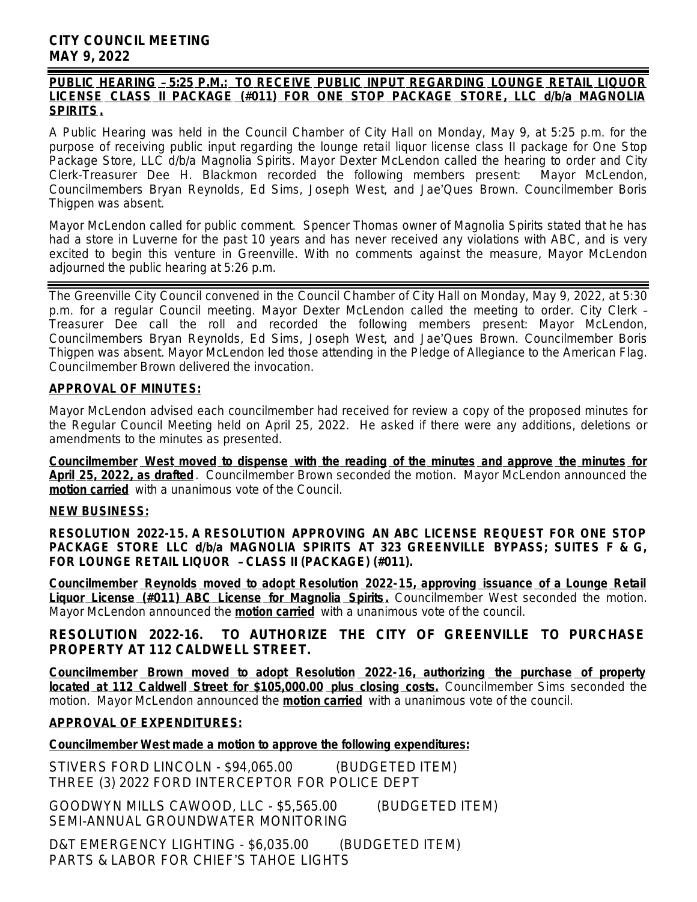**CITY COUNCIL MEETING**
**MAY 9, 2022**

**PUBLIC HEARING – 5:25 P.M.: TO RECEIVE PUBLIC INPUT REGARDING LOUNGE RETAIL LIQUOR LICENSE CLASS II PACKAGE (#011) FOR ONE STOP PACKAGE STORE, LLC d/b/a MAGNOLIA SPIRITS.**

A Public Hearing was held in the Council Chamber of City Hall on Monday, May 9, at 5:25 p.m. for the purpose of receiving public input regarding the lounge retail liquor license class II package for One Stop Package Store, LLC d/b/a Magnolia Spirits. Mayor Dexter McLendon called the hearing to order and City Clerk-Treasurer Dee H. Blackmon recorded the following members present: Mayor McLendon, Councilmembers Bryan Reynolds, Ed Sims, Joseph West, and Jae'Ques Brown. Councilmember Boris Thigpen was absent.

Mayor McLendon called for public comment. Spencer Thomas owner of Magnolia Spirits stated that he has had a store in Luverne for the past 10 years and has never received any violations with ABC, and is very excited to begin this venture in Greenville. With no comments against the measure, Mayor McLendon adjourned the public hearing at 5:26 p.m.

---

The Greenville City Council convened in the Council Chamber of City Hall on Monday, May 9, 2022, at 5:30 p.m. for a regular Council meeting. Mayor Dexter McLendon called the meeting to order. City Clerk – Treasurer Dee call the roll and recorded the following members present: Mayor McLendon, Councilmembers Bryan Reynolds, Ed Sims, Joseph West, and Jae'Ques Brown. Councilmember Boris Thigpen was absent. Mayor McLendon led those attending in the Pledge of Allegiance to the American Flag. Councilmember Brown delivered the invocation.

**APPROVAL OF MINUTES:**

Mayor McLendon advised each councilmember had received for review a copy of the proposed minutes for the Regular Council Meeting held on April 25, 2022. He asked if there were any additions, deletions or amendments to the minutes as presented.

**Councilmember West moved to dispense with the reading of the minutes and approve the minutes for April 25, 2022, as drafted**. Councilmember Brown seconded the motion. Mayor McLendon announced the **motion carried** with a unanimous vote of the Council.

**NEW BUSINESS:**

**RESOLUTION 2022-15. A RESOLUTION APPROVING AN ABC LICENSE REQUEST FOR ONE STOP PACKAGE STORE LLC d/b/a MAGNOLIA SPIRITS AT 323 GREENVILLE BYPASS; SUITES F & G, FOR LOUNGE RETAIL LIQUOR – CLASS II (PACKAGE) (#011).**

**Councilmember Reynolds moved to adopt Resolution 2022-15, approving issuance of a Lounge Retail Liquor License (#011) ABC License for Magnolia Spirits.** Councilmember West seconded the motion. Mayor McLendon announced the **motion carried** with a unanimous vote of the council.

**RESOLUTION 2022-16. TO AUTHORIZE THE CITY OF GREENVILLE TO PURCHASE PROPERTY AT 112 CALDWELL STREET.**

**Councilmember Brown moved to adopt Resolution 2022-16, authorizing the purchase of property located at 112 Caldwell Street for $105,000.00 plus closing costs.** Councilmember Sims seconded the motion. Mayor McLendon announced the **motion carried** with a unanimous vote of the council.

**APPROVAL OF EXPENDITURES:**

**Councilmember West made a motion to approve the following expenditures:**

STIVERS FORD LINCOLN - $94,065.00 (BUDGETED ITEM)
THREE (3) 2022 FORD INTERCEPTOR FOR POLICE DEPT

GOODWYN MILLS CAWOOD, LLC - $5,565.00 (BUDGETED ITEM)
SEMI-ANNUAL GROUNDWATER MONITORING

D&T EMERGENCY LIGHTING - $6,035.00 (BUDGETED ITEM)
PARTS & LABOR FOR CHIEF'S TAHOE LIGHTS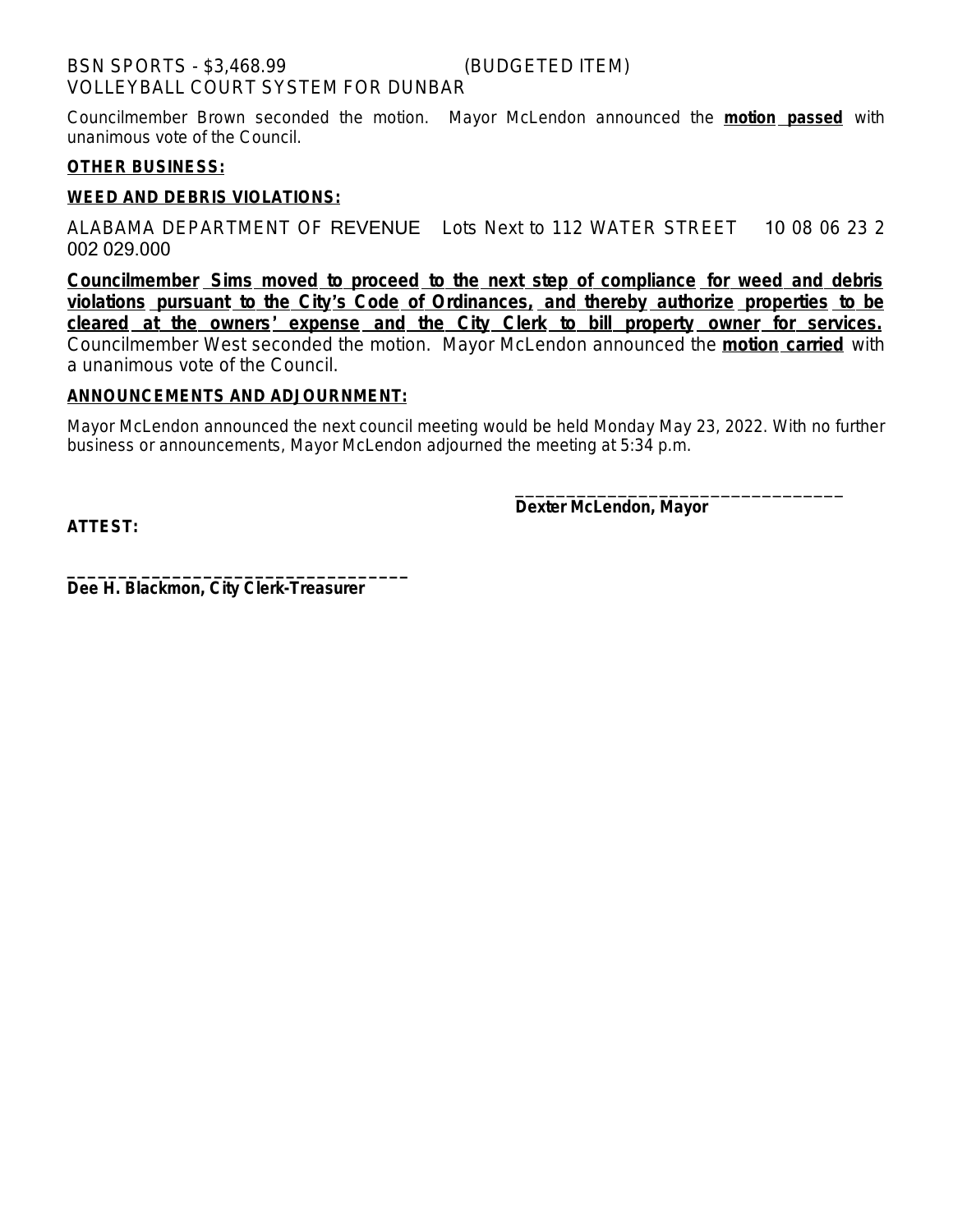BSN SPORTS - $3,468.99 (BUDGETED ITEM)
VOLLEYBALL COURT SYSTEM FOR DUNBAR

Councilmember Brown seconded the motion. Mayor McLendon announced the **motion passed** with unanimous vote of the Council.

**OTHER BUSINESS:**

**WEED AND DEBRIS VIOLATIONS:**

ALABAMA DEPARTMENT OF REVENUE Lots Next to 112 WATER STREET 10 08 06 23 2 002 029.000

**Councilmember Sims moved to proceed to the next step of compliance for weed and debris violations pursuant to the City's Code of Ordinances, and thereby authorize properties to be cleared at the owners' expense and the City Clerk to bill property owner for services.** Councilmember West seconded the motion. Mayor McLendon announced the **motion carried** with a unanimous vote of the Council.

**ANNOUNCEMENTS AND ADJOURNMENT:**

Mayor McLendon announced the next council meeting would be held Monday May 23, 2022. With no further business or announcements, Mayor McLendon adjourned the meeting at 5:34 p.m.

_________________________________
**Dexter McLendon, Mayor**

**ATTEST:**

_________________________________
**Dee H. Blackmon, City Clerk-Treasurer**